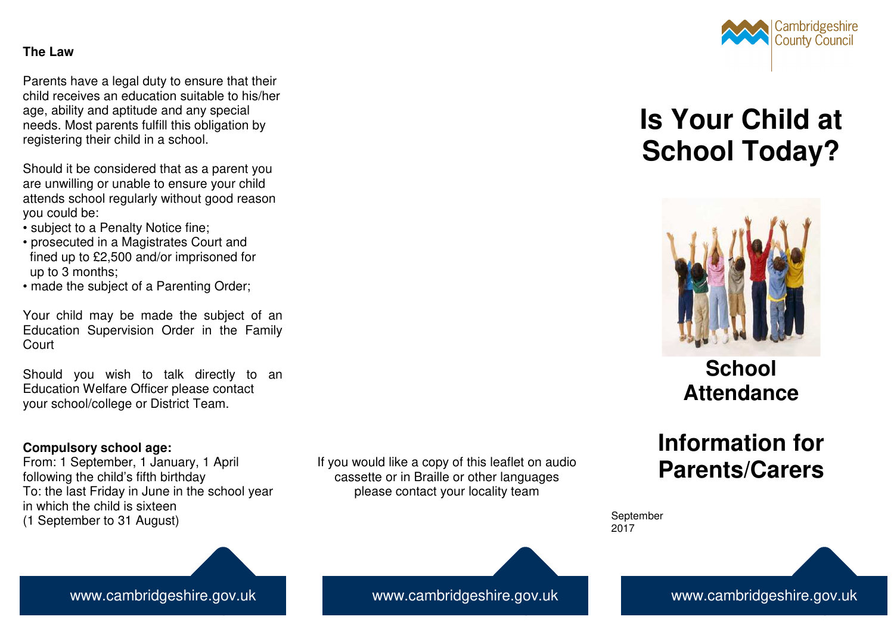## The Law

Parents have a legal duty to ensure that their child receives an education suitable to his/her age, ability and aptitude and any special needs. Most parents fulfill this obligation by registering their child in a school.

Should it be considered that as a parent you are unwilling or unable to ensure your child attends school regularly without good reason you could be:

- subject to a Penalty Notice fine;
- prosecuted in a Magistrates Court and fined up to £2,500 and/or imprisoned for up to 3 months;
- made the subject of a Parenting Order;

Your child may be made the subject of an Education Supervision Order in the Family Court

Should you wish to talk directly to an Education Welfare Officer please contact your school/college or District Team.

**Compulsory school age:**
From: 1 September, 1 January, 1 April following the child's fifth birthday
To: the last Friday in June in the school year in which the child is sixteen
(1 September to 31 August)

www.cambridgeshire.gov.uk

If you would like a copy of this leaflet on audio cassette or in Braille or other languages please contact your locality team

www.cambridgeshire.gov.uk

Cambridgeshire County Council

# Is Your Child at School Today?

## School Attendance

## Information for Parents/Carers

September 2017

www.cambridgeshire.gov.uk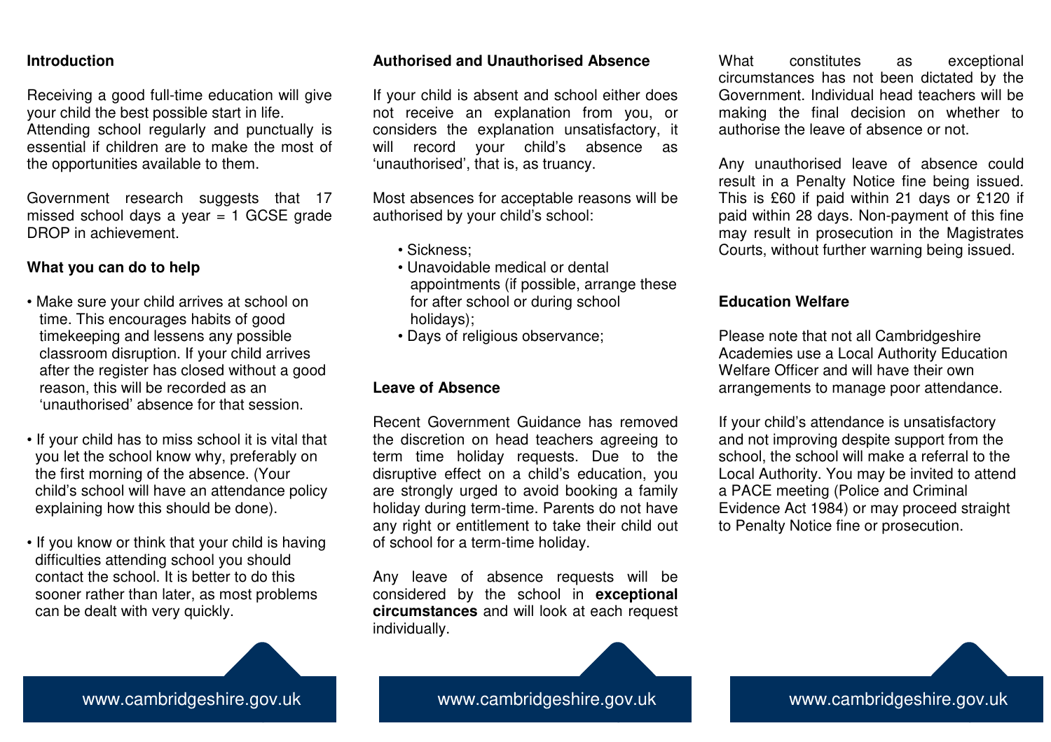## Introduction

Receiving a good full-time education will give your child the best possible start in life. Attending school regularly and punctually is essential if children are to make the most of the opportunities available to them.

Government research suggests that 17 missed school days a year = 1 GCSE grade DROP in achievement.

## What you can do to help

- Make sure your child arrives at school on time. This encourages habits of good timekeeping and lessens any possible classroom disruption. If your child arrives after the register has closed without a good reason, this will be recorded as an 'unauthorised' absence for that session.
- If your child has to miss school it is vital that you let the school know why, preferably on the first morning of the absence. (Your child's school will have an attendance policy explaining how this should be done).
- If you know or think that your child is having difficulties attending school you should contact the school. It is better to do this sooner rather than later, as most problems can be dealt with very quickly.

## Authorised and Unauthorised Absence

If your child is absent and school either does not receive an explanation from you, or considers the explanation unsatisfactory, it will record your child's absence as 'unauthorised', that is, as truancy.

Most absences for acceptable reasons will be authorised by your child's school:

- Sickness;
- Unavoidable medical or dental appointments (if possible, arrange these for after school or during school holidays);
- Days of religious observance;

## Leave of Absence

Recent Government Guidance has removed the discretion on head teachers agreeing to term time holiday requests. Due to the disruptive effect on a child's education, you are strongly urged to avoid booking a family holiday during term-time. Parents do not have any right or entitlement to take their child out of school for a term-time holiday.

Any leave of absence requests will be considered by the school in **exceptional circumstances** and will look at each request individually.

What constitutes as exceptional circumstances has not been dictated by the Government. Individual head teachers will be making the final decision on whether to authorise the leave of absence or not.

Any unauthorised leave of absence could result in a Penalty Notice fine being issued. This is £60 if paid within 21 days or £120 if paid within 28 days. Non-payment of this fine may result in prosecution in the Magistrates Courts, without further warning being issued.

## Education Welfare

Please note that not all Cambridgeshire Academies use a Local Authority Education Welfare Officer and will have their own arrangements to manage poor attendance.

If your child's attendance is unsatisfactory and not improving despite support from the school, the school will make a referral to the Local Authority. You may be invited to attend a PACE meeting (Police and Criminal Evidence Act 1984) or may proceed straight to Penalty Notice fine or prosecution.